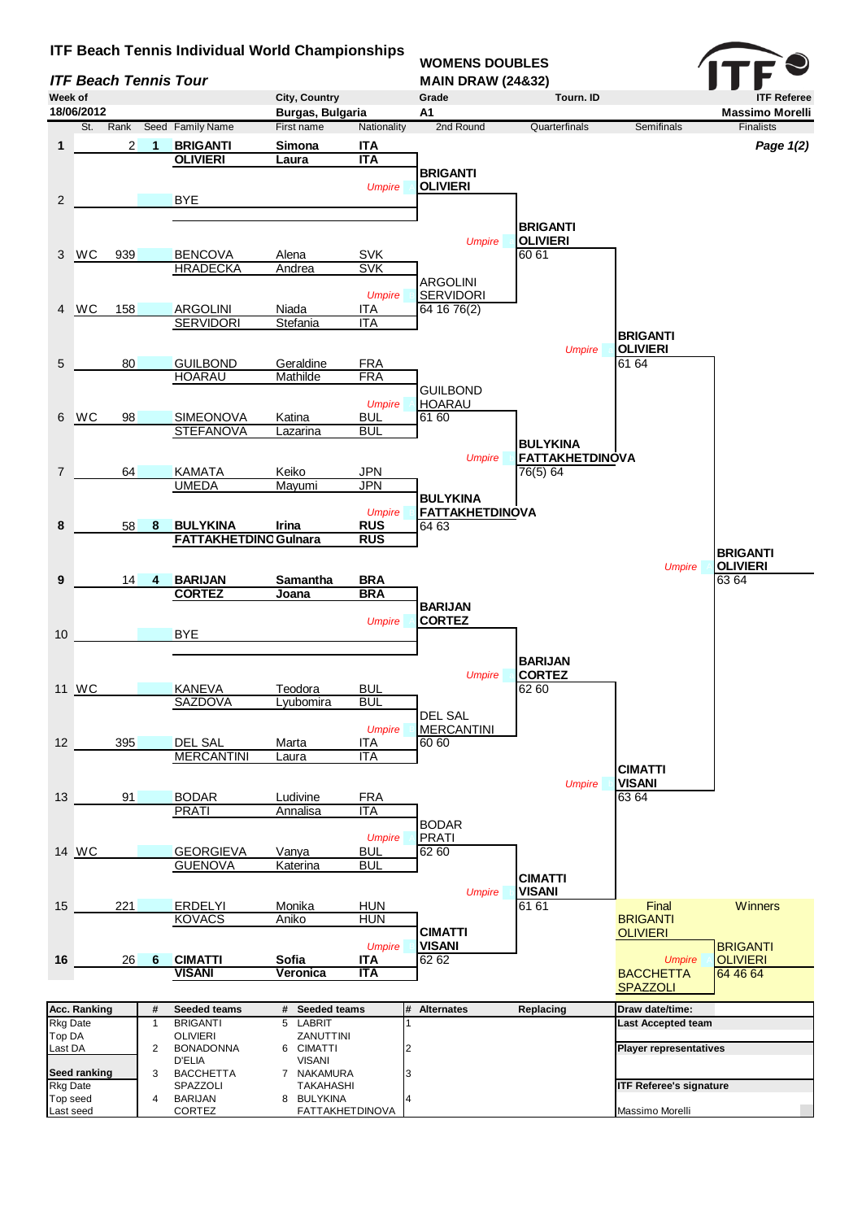# ITF Beach Tennis Individual World Championships

## *ITF Beach Tennis Tour*

**WOMENS DOUBLES**
**MAIN DRAW (24&32)**

| Week of | City, Country | Grade | Tourn. ID | ITF Referee |
|---|---|---|---|---|
| 18/06/2012 | Burgas, Bulgaria | A1 | | Massimo Morelli |

| # | St. | Rank | Seed | Family Name | First name | Nationality | 2nd Round | Quarterfinals | Semifinals | Finalists |
|---|---|---|---|---|---|---|---|---|---|---|
| 1 | | 2 | 1 | **BRIGANTI** / **OLIVIERI** | **Simona** / **Laura** | **ITA** / **ITA** | **BRIGANTI OLIVIERI** | | | |
| 2 | | | | BYE | | | | **BRIGANTI OLIVIERI** 60 61 | | |
| 3 | WC | 939 | | BENCOVA / HRADECKA | Alena / Andrea | SVK / SVK | ARGOLINI SERVIDORI 64 16 76(2) | | | |
| 4 | WC | 158 | | ARGOLINI / SERVIDORI | Niada / Stefania | ITA / ITA | | | **BRIGANTI OLIVIERI** 61 64 | |
| 5 | | 80 | | GUILBOND / HOARAU | Geraldine / Mathilde | FRA / FRA | GUILBOND HOARAU 61 60 | | | |
| 6 | WC | 98 | | SIMEONOVA / STEFANOVA | Katina / Lazarina | BUL / BUL | | **BULYKINA FATTAKHETDINOVA** 76(5) 64 | | |
| 7 | | 64 | | KAMATA / UMEDA | Keiko / Mayumi | JPN / JPN | **BULYKINA FATTAKHETDINOVA** 64 63 | | | |
| 8 | | 58 | 8 | **BULYKINA** / **FATTAKHETDINC** | **Irina** / **Gulnara** | **RUS** / **RUS** | | | | **BRIGANTI OLIVIERI** 63 64 |
| 9 | | 14 | 4 | **BARIJAN** / **CORTEZ** | **Samantha** / **Joana** | **BRA** / **BRA** | **BARIJAN CORTEZ** | | | |
| 10 | | | | BYE | | | | **BARIJAN CORTEZ** 62 60 | | |
| 11 | WC | | | KANEVA / SAZDOVA | Teodora / Lyubomira | BUL / BUL | DEL SAL MERCANTINI 60 60 | | | |
| 12 | | 395 | | DEL SAL / MERCANTINI | Marta / Laura | ITA / ITA | | | **CIMATTI VISANI** 63 64 | |
| 13 | | 91 | | BODAR / PRATI | Ludivine / Annalisa | FRA / ITA | BODAR PRATI 62 60 | | | |
| 14 | WC | | | GEORGIEVA / GUENOVA | Vanya / Katerina | BUL / BUL | | **CIMATTI VISANI** 61 61 | | |
| 15 | | 221 | | ERDELYI / KOVACS | Monika / Aniko | HUN / HUN | **CIMATTI VISANI** 62 62 | | | |
| 16 | | 26 | 6 | **CIMATTI** / **VISANI** | **Sofia** / **Veronica** | **ITA** / **ITA** | | | | |

| Final | Winners |
|---|---|
| BRIGANTI OLIVIERI | BRIGANTI OLIVIERI |
| BACCHETTA SPAZZOLI | 64 46 64 |

| Acc. Ranking | # | Seeded teams | # | Seeded teams | # | Alternates | Replacing | Draw date/time: |
|---|---|---|---|---|---|---|---|---|
| Rkg Date | 1 | BRIGANTI / OLIVIERI | 5 | LABRIT / ZANUTTINI | 1 | | | Last Accepted team |
| Top DA | | | | | | | | |
| Last DA | 2 | BONADONNA / D'ELIA | 6 | CIMATTI / VISANI | 2 | | | Player representatives |
| Seed ranking | 3 | BACCHETTA / SPAZZOLI | 7 | NAKAMURA / TAKAHASHI | 3 | | | |
| Rkg Date | | | | | | | | ITF Referee's signature |
| Top seed | 4 | BARIJAN / CORTEZ | 8 | BULYKINA / FATTAKHETDINOVA | 4 | | | |
| Last seed | | | | | | | | Massimo Morelli |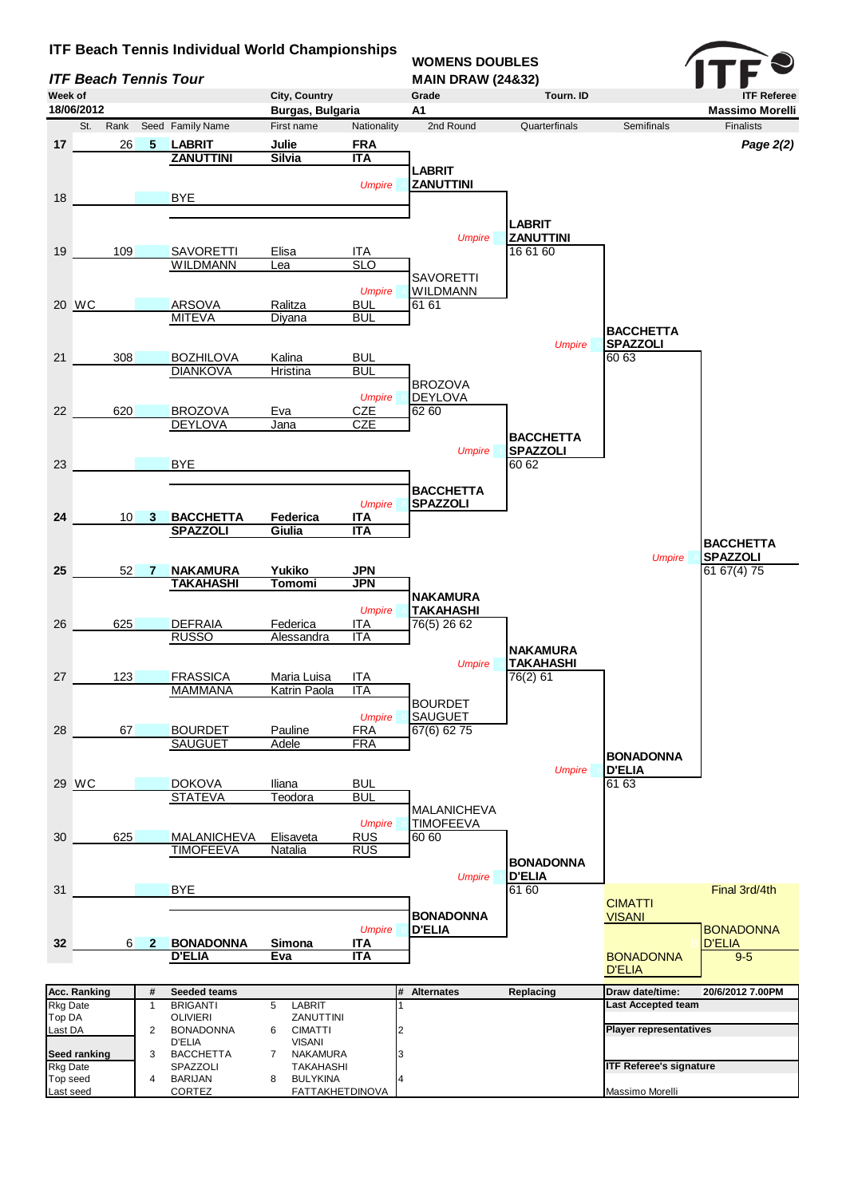# ITF Beach Tennis Individual World Championships

*ITF Beach Tennis Tour*

**WOMENS DOUBLES**
**MAIN DRAW (24&32)**

| Week of | City, Country | Grade | Tourn. ID | ITF Referee |
|---|---|---|---|---|
| 18/06/2012 | Burgas, Bulgaria | A1 | | Massimo Morelli |

*Page 2(2)*

| St. | | Rank | Seed | Family Name | First name | Nationality |
|---|---|---|---|---|---|---|
| 17 | | 26 | 5 | **LABRIT** / **ZANUTTINI** | **Julie** / **Silvia** | **FRA** / **ITA** |
| 18 | | | | BYE | | |
| 19 | | 109 | | SAVORETTI / WILDMANN | Elisa / Lea | ITA / SLO |
| 20 | WC | | | ARSOVA / MITEVA | Ralitza / Diyana | BUL / BUL |
| 21 | | 308 | | BOZHILOVA / DIANKOVA | Kalina / Hristina | BUL / BUL |
| 22 | | 620 | | BROZOVA / DEYLOVA | Eva / Jana | CZE / CZE |
| 23 | | | | BYE | | |
| 24 | | 10 | 3 | **BACCHETTA** / **SPAZZOLI** | **Federica** / **Giulia** | **ITA** / **ITA** |
| 25 | | 52 | 7 | **NAKAMURA** / **TAKAHASHI** | **Yukiko** / **Tomomi** | **JPN** / **JPN** |
| 26 | | 625 | | DEFRAIA / RUSSO | Federica / Alessandra | ITA / ITA |
| 27 | | 123 | | FRASSICA / MAMMANA | Maria Luisa / Katrin Paola | ITA / ITA |
| 28 | | 67 | | BOURDET / SAUGUET | Pauline / Adele | FRA / FRA |
| 29 | WC | | | DOKOVA / STATEVA | Iliana / Teodora | BUL / BUL |
| 30 | | 625 | | MALANICHEVA / TIMOFEEVA | Elisaveta / Natalia | RUS / RUS |
| 31 | | | | BYE | | |
| 32 | | 6 | 2 | **BONADONNA** / **D'ELIA** | **Simona** / **Eva** | **ITA** / **ITA** |

**2nd Round**
- **LABRIT / ZANUTTINI** (Umpire)
- SAVORETTI / WILDMANN 61 61 (Umpire)
- BROZOVA / DEYLOVA 62 60 (Umpire)
- **BACCHETTA / SPAZZOLI** (Umpire)
- **NAKAMURA / TAKAHASHI** 76(5) 26 62 (Umpire)
- BOURDET / SAUGUET 67(6) 62 75 (Umpire)
- MALANICHEVA / TIMOFEEVA 60 60 (Umpire)
- **BONADONNA / D'ELIA** (Umpire)

**Quarterfinals**
- **LABRIT / ZANUTTINI** 16 61 60 (Umpire)
- **BACCHETTA / SPAZZOLI** 60 62 (Umpire)
- **NAKAMURA / TAKAHASHI** 76(2) 61 (Umpire)
- **BONADONNA / D'ELIA** 61 60 (Umpire)

**Semifinals**
- **BACCHETTA / SPAZZOLI** 60 63 (Umpire)
- **BONADONNA / D'ELIA** 61 63 (Umpire)

**Finalists**
- **BACCHETTA / SPAZZOLI** 61 67(4) 75 (Umpire)

**Final 3rd/4th**
- CIMATTI / VISANI
- BONADONNA / D'ELIA
- BONADONNA / D'ELIA 9-5

| Acc. Ranking | # | Seeded teams | | | # | Alternates | Replacing | Draw date/time: | 20/6/2012 7.00PM |
|---|---|---|---|---|---|---|---|---|---|
| Rkg Date | 1 | BRIGANTI / OLIVIERI | 5 | LABRIT / ZANUTTINI | 1 | | | Last Accepted team | |
| Top DA | | | | | | | | | |
| Last DA | 2 | BONADONNA / D'ELIA | 6 | CIMATTI / VISANI | 2 | | | Player representatives | |
| **Seed ranking** | 3 | BACCHETTA / SPAZZOLI | 7 | NAKAMURA / TAKAHASHI | 3 | | | | |
| Rkg Date | | | | | | | | ITF Referee's signature | |
| Top seed | 4 | BARIJAN / CORTEZ | 8 | BULYKINA / FATTAKHETDINOVA | 4 | | | | |
| Last seed | | | | | | | | Massimo Morelli | |